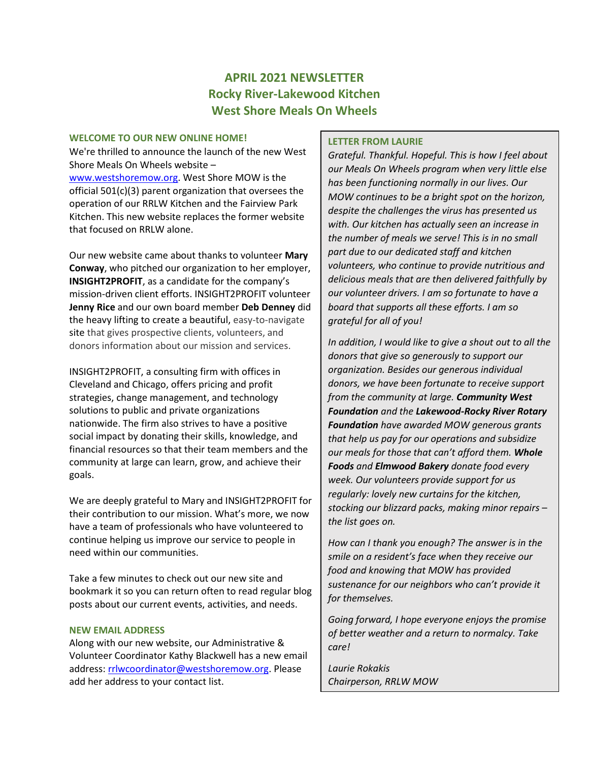# APRIL 2021 NEWSLETTER
# Rocky River-Lakewood Kitchen
# West Shore Meals On Wheels

## WELCOME TO OUR NEW ONLINE HOME!

We're thrilled to announce the launch of the new West Shore Meals On Wheels website – www.westshoremow.org. West Shore MOW is the official 501(c)(3) parent organization that oversees the operation of our RRLW Kitchen and the Fairview Park Kitchen. This new website replaces the former website that focused on RRLW alone.

Our new website came about thanks to volunteer **Mary Conway**, who pitched our organization to her employer, **INSIGHT2PROFIT**, as a candidate for the company's mission-driven client efforts. INSIGHT2PROFIT volunteer **Jenny Rice** and our own board member **Deb Denney** did the heavy lifting to create a beautiful, easy-to-navigate site that gives prospective clients, volunteers, and donors information about our mission and services.

INSIGHT2PROFIT, a consulting firm with offices in Cleveland and Chicago, offers pricing and profit strategies, change management, and technology solutions to public and private organizations nationwide. The firm also strives to have a positive social impact by donating their skills, knowledge, and financial resources so that their team members and the community at large can learn, grow, and achieve their goals.

We are deeply grateful to Mary and INSIGHT2PROFIT for their contribution to our mission. What's more, we now have a team of professionals who have volunteered to continue helping us improve our service to people in need within our communities.

Take a few minutes to check out our new site and bookmark it so you can return often to read regular blog posts about our current events, activities, and needs.

## NEW EMAIL ADDRESS

Along with our new website, our Administrative & Volunteer Coordinator Kathy Blackwell has a new email address: rrlwcoordinator@westshoremow.org. Please add her address to your contact list.

## LETTER FROM LAURIE

*Grateful. Thankful. Hopeful. This is how I feel about our Meals On Wheels program when very little else has been functioning normally in our lives. Our MOW continues to be a bright spot on the horizon, despite the challenges the virus has presented us with. Our kitchen has actually seen an increase in the number of meals we serve! This is in no small part due to our dedicated staff and kitchen volunteers, who continue to provide nutritious and delicious meals that are then delivered faithfully by our volunteer drivers. I am so fortunate to have a board that supports all these efforts. I am so grateful for all of you!*

*In addition, I would like to give a shout out to all the donors that give so generously to support our organization. Besides our generous individual donors, we have been fortunate to receive support from the community at large.* ***Community West Foundation*** *and the* ***Lakewood-Rocky River Rotary Foundation*** *have awarded MOW generous grants that help us pay for our operations and subsidize our meals for those that can't afford them.* ***Whole Foods*** *and* ***Elmwood Bakery*** *donate food every week. Our volunteers provide support for us regularly: lovely new curtains for the kitchen, stocking our blizzard packs, making minor repairs – the list goes on.*

*How can I thank you enough? The answer is in the smile on a resident's face when they receive our food and knowing that MOW has provided sustenance for our neighbors who can't provide it for themselves.*

*Going forward, I hope everyone enjoys the promise of better weather and a return to normalcy. Take care!*

*Laurie Rokakis*
*Chairperson, RRLW MOW*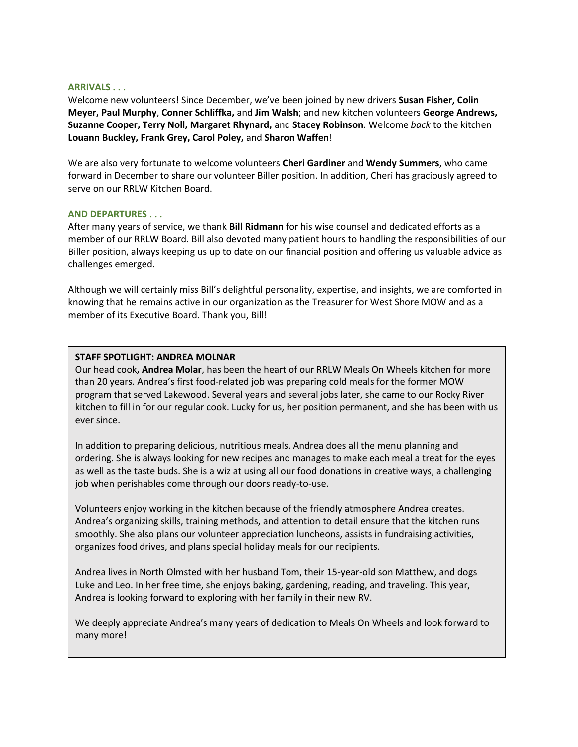## ARRIVALS . . .

Welcome new volunteers! Since December, we've been joined by new drivers **Susan Fisher, Colin Meyer, Paul Murphy**, **Conner Schliffka,** and **Jim Walsh**; and new kitchen volunteers **George Andrews, Suzanne Cooper, Terry Noll, Margaret Rhynard,** and **Stacey Robinson**. Welcome *back* to the kitchen **Louann Buckley, Frank Grey, Carol Poley,** and **Sharon Waffen**!

We are also very fortunate to welcome volunteers **Cheri Gardiner** and **Wendy Summers**, who came forward in December to share our volunteer Biller position. In addition, Cheri has graciously agreed to serve on our RRLW Kitchen Board.

## AND DEPARTURES . . .

After many years of service, we thank **Bill Ridmann** for his wise counsel and dedicated efforts as a member of our RRLW Board. Bill also devoted many patient hours to handling the responsibilities of our Biller position, always keeping us up to date on our financial position and offering us valuable advice as challenges emerged.

Although we will certainly miss Bill's delightful personality, expertise, and insights, we are comforted in knowing that he remains active in our organization as the Treasurer for West Shore MOW and as a member of its Executive Board. Thank you, Bill!

### STAFF SPOTLIGHT: ANDREA MOLNAR

Our head cook**, Andrea Molar**, has been the heart of our RRLW Meals On Wheels kitchen for more than 20 years. Andrea's first food-related job was preparing cold meals for the former MOW program that served Lakewood. Several years and several jobs later, she came to our Rocky River kitchen to fill in for our regular cook. Lucky for us, her position permanent, and she has been with us ever since.

In addition to preparing delicious, nutritious meals, Andrea does all the menu planning and ordering. She is always looking for new recipes and manages to make each meal a treat for the eyes as well as the taste buds. She is a wiz at using all our food donations in creative ways, a challenging job when perishables come through our doors ready-to-use.

Volunteers enjoy working in the kitchen because of the friendly atmosphere Andrea creates. Andrea's organizing skills, training methods, and attention to detail ensure that the kitchen runs smoothly. She also plans our volunteer appreciation luncheons, assists in fundraising activities, organizes food drives, and plans special holiday meals for our recipients.

Andrea lives in North Olmsted with her husband Tom, their 15-year-old son Matthew, and dogs Luke and Leo. In her free time, she enjoys baking, gardening, reading, and traveling. This year, Andrea is looking forward to exploring with her family in their new RV.

We deeply appreciate Andrea's many years of dedication to Meals On Wheels and look forward to many more!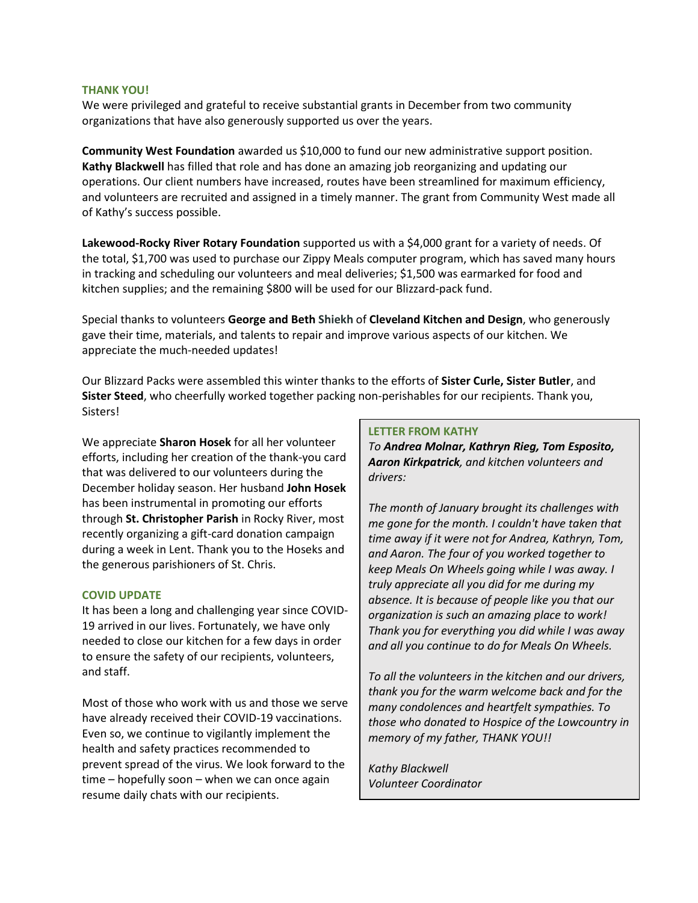## THANK YOU!

We were privileged and grateful to receive substantial grants in December from two community organizations that have also generously supported us over the years.

**Community West Foundation** awarded us $10,000 to fund our new administrative support position. **Kathy Blackwell** has filled that role and has done an amazing job reorganizing and updating our operations. Our client numbers have increased, routes have been streamlined for maximum efficiency, and volunteers are recruited and assigned in a timely manner. The grant from Community West made all of Kathy's success possible.

**Lakewood-Rocky River Rotary Foundation** supported us with a $4,000 grant for a variety of needs. Of the total, $1,700 was used to purchase our Zippy Meals computer program, which has saved many hours in tracking and scheduling our volunteers and meal deliveries; $1,500 was earmarked for food and kitchen supplies; and the remaining $800 will be used for our Blizzard-pack fund.

Special thanks to volunteers **George and Beth Shiekh** of **Cleveland Kitchen and Design**, who generously gave their time, materials, and talents to repair and improve various aspects of our kitchen. We appreciate the much-needed updates!

Our Blizzard Packs were assembled this winter thanks to the efforts of **Sister Curle, Sister Butler**, and **Sister Steed**, who cheerfully worked together packing non-perishables for our recipients. Thank you, Sisters!

We appreciate **Sharon Hosek** for all her volunteer efforts, including her creation of the thank-you card that was delivered to our volunteers during the December holiday season. Her husband **John Hosek** has been instrumental in promoting our efforts through **St. Christopher Parish** in Rocky River, most recently organizing a gift-card donation campaign during a week in Lent. Thank you to the Hoseks and the generous parishioners of St. Chris.

## COVID UPDATE

It has been a long and challenging year since COVID-19 arrived in our lives. Fortunately, we have only needed to close our kitchen for a few days in order to ensure the safety of our recipients, volunteers, and staff.

Most of those who work with us and those we serve have already received their COVID-19 vaccinations. Even so, we continue to vigilantly implement the health and safety practices recommended to prevent spread of the virus. We look forward to the time – hopefully soon – when we can once again resume daily chats with our recipients.

## LETTER FROM KATHY

*To **Andrea Molnar, Kathryn Rieg, Tom Esposito, Aaron Kirkpatrick**, and kitchen volunteers and drivers:*

*The month of January brought its challenges with me gone for the month. I couldn't have taken that time away if it were not for Andrea, Kathryn, Tom, and Aaron. The four of you worked together to keep Meals On Wheels going while I was away. I truly appreciate all you did for me during my absence. It is because of people like you that our organization is such an amazing place to work! Thank you for everything you did while I was away and all you continue to do for Meals On Wheels.*

*To all the volunteers in the kitchen and our drivers, thank you for the warm welcome back and for the many condolences and heartfelt sympathies. To those who donated to Hospice of the Lowcountry in memory of my father, THANK YOU!!*

*Kathy Blackwell*
*Volunteer Coordinator*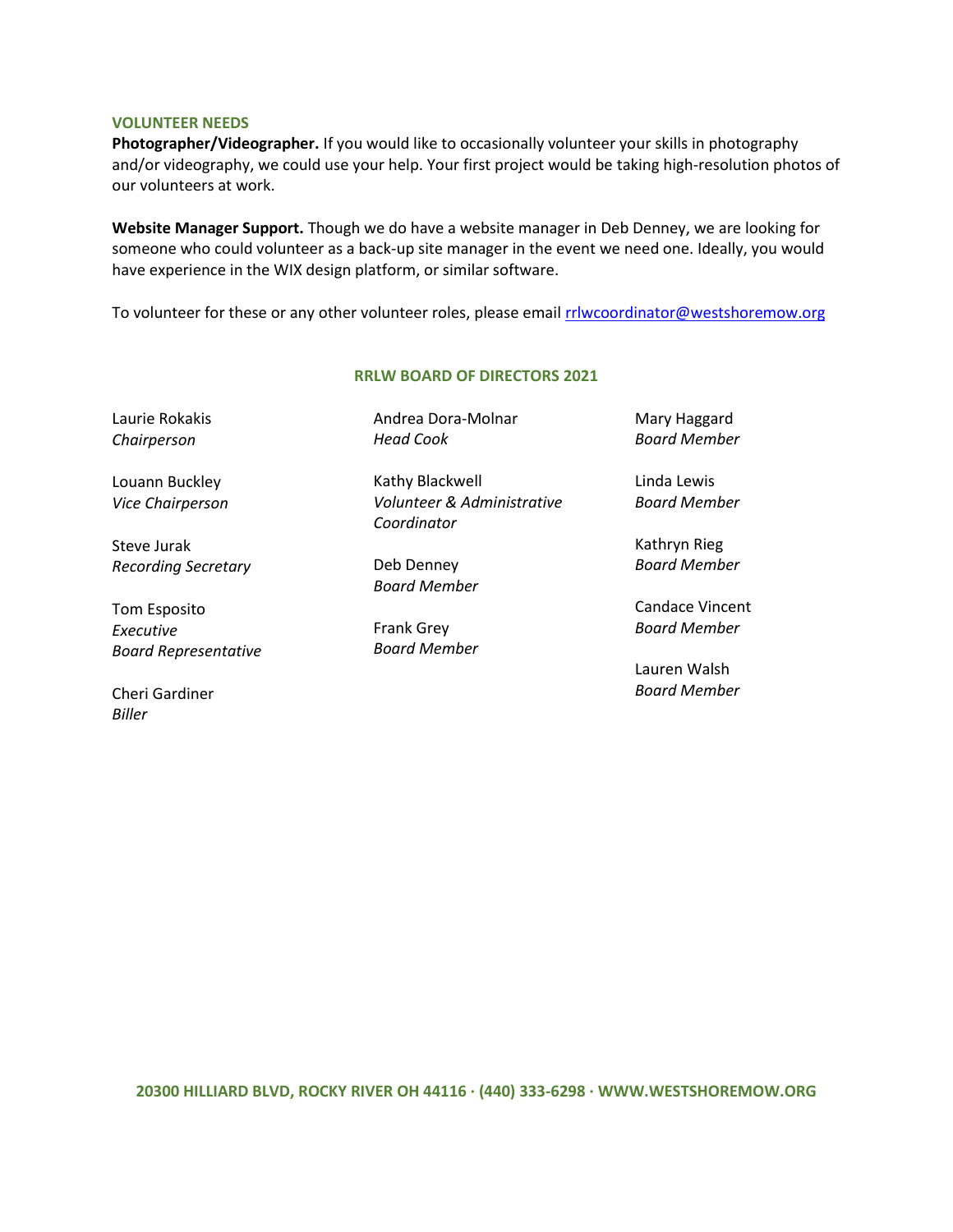## VOLUNTEER NEEDS

**Photographer/Videographer.** If you would like to occasionally volunteer your skills in photography and/or videography, we could use your help. Your first project would be taking high-resolution photos of our volunteers at work.

**Website Manager Support.** Though we do have a website manager in Deb Denney, we are looking for someone who could volunteer as a back-up site manager in the event we need one. Ideally, you would have experience in the WIX design platform, or similar software.

To volunteer for these or any other volunteer roles, please email rrlwcoordinator@westshoremow.org

## RRLW BOARD OF DIRECTORS 2021

Laurie Rokakis
*Chairperson*

Louann Buckley
*Vice Chairperson*

Steve Jurak
*Recording Secretary*

Tom Esposito
*Executive Board Representative*

Cheri Gardiner
*Biller*

Andrea Dora-Molnar
*Head Cook*

Kathy Blackwell
*Volunteer & Administrative Coordinator*

Deb Denney
*Board Member*

Frank Grey
*Board Member*

Mary Haggard
*Board Member*

Linda Lewis
*Board Member*

Kathryn Rieg
*Board Member*

Candace Vincent
*Board Member*

Lauren Walsh
*Board Member*

**20300 HILLIARD BLVD, ROCKY RIVER OH 44116 · (440) 333-6298 · WWW.WESTSHOREMOW.ORG**